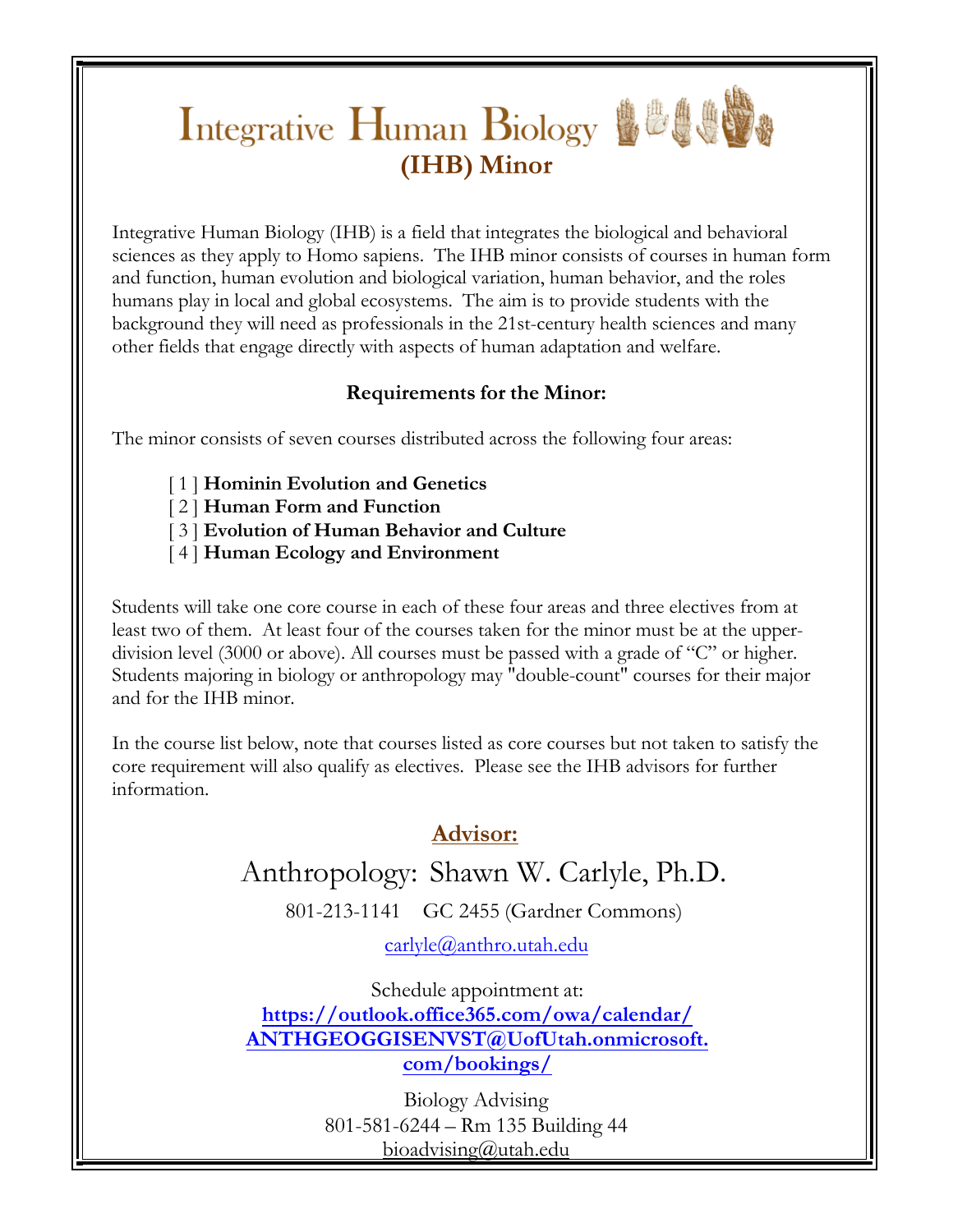# Integrative Human Biology

## (IHB) Minor

Integrative Human Biology (IHB) is a field that integrates the biological and behavioral sciences as they apply to Homo sapiens. The IHB minor consists of courses in human form and function, human evolution and biological variation, human behavior, and the roles humans play in local and global ecosystems. The aim is to provide students with the background they will need as professionals in the 21st-century health sciences and many other fields that engage directly with aspects of human adaptation and welfare.

### Requirements for the Minor:

The minor consists of seven courses distributed across the following four areas:

[ 1 ] **Hominin Evolution and Genetics**
[ 2 ] **Human Form and Function**
[ 3 ] **Evolution of Human Behavior and Culture**
[ 4 ] **Human Ecology and Environment**

Students will take one core course in each of these four areas and three electives from at least two of them. At least four of the courses taken for the minor must be at the upper-division level (3000 or above). All courses must be passed with a grade of "C" or higher. Students majoring in biology or anthropology may "double-count" courses for their major and for the IHB minor.

In the course list below, note that courses listed as core courses but not taken to satisfy the core requirement will also qualify as electives. Please see the IHB advisors for further information.

### Advisor:

Anthropology: Shawn W. Carlyle, Ph.D.

801-213-1141 GC 2455 (Gardner Commons)

carlyle@anthro.utah.edu

Schedule appointment at:
**https://outlook.office365.com/owa/calendar/ANTHGEOGGISENVST@UofUtah.onmicrosoft.com/bookings/**

Biology Advising
801-581-6244 – Rm 135 Building 44
bioadvising@utah.edu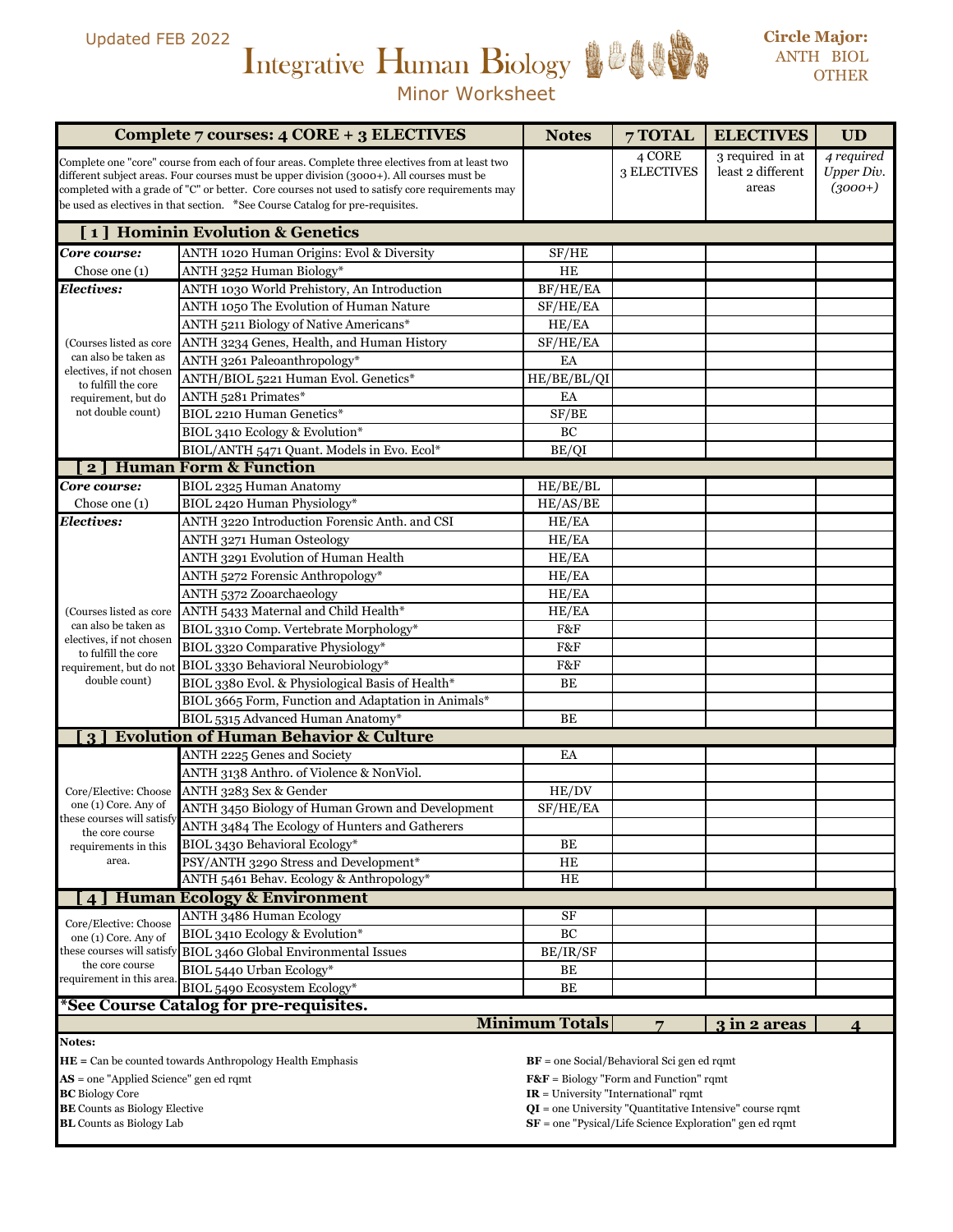Updated FEB 2022

# Integrative Human Biology

## Minor Worksheet

**Circle Major:** ANTH BIOL OTHER

| Complete 7 courses: 4 CORE + 3 ELECTIVES | | Notes | 7 TOTAL | ELECTIVES | UD |
|---|---|---|---|---|---|
| Complete one "core" course from each of four areas. Complete three electives from at least two different subject areas. Four courses must be upper division (3000+). All courses must be completed with a grade of "C" or better. Core courses not used to satisfy core requirements may be used as electives in that section. *See Course Catalog for pre-requisites. | | | 4 CORE 3 ELECTIVES | 3 required in at least 2 different areas | *4 required Upper Div. (3000+)* |
| **[ 1 ] Hominin Evolution & Genetics** | | | | | |
| ***Core course:*** | ANTH 1020 Human Origins: Evol & Diversity | SF/HE | | | |
| Chose one (1) | ANTH 3252 Human Biology* | HE | | | |
| ***Electives:*** | ANTH 1030 World Prehistory, An Introduction | BF/HE/EA | | | |
| | ANTH 1050 The Evolution of Human Nature | SF/HE/EA | | | |
| | ANTH 5211 Biology of Native Americans* | HE/EA | | | |
| (Courses listed as core can also be taken as electives, if not chosen to fulfill the core requirement, but do not double count) | ANTH 3234 Genes, Health, and Human History | SF/HE/EA | | | |
| | ANTH 3261 Paleoanthropology* | EA | | | |
| | ANTH/BIOL 5221 Human Evol. Genetics* | HE/BE/BL/QI | | | |
| | ANTH 5281 Primates* | EA | | | |
| | BIOL 2210 Human Genetics* | SF/BE | | | |
| | BIOL 3410 Ecology & Evolution* | BC | | | |
| | BIOL/ANTH 5471 Quant. Models in Evo. Ecol* | BE/QI | | | |
| **[ 2 ] Human Form & Function** | | | | | |
| ***Core course:*** | BIOL 2325 Human Anatomy | HE/BE/BL | | | |
| Chose one (1) | BIOL 2420 Human Physiology* | HE/AS/BE | | | |
| ***Electives:*** | ANTH 3220 Introduction Forensic Anth. and CSI | HE/EA | | | |
| | ANTH 3271 Human Osteology | HE/EA | | | |
| | ANTH 3291 Evolution of Human Health | HE/EA | | | |
| | ANTH 5272 Forensic Anthropology* | HE/EA | | | |
| | ANTH 5372 Zooarchaeology | HE/EA | | | |
| (Courses listed as core can also be taken as electives, if not chosen to fulfill the core requirement, but do not double count) | ANTH 5433 Maternal and Child Health* | HE/EA | | | |
| | BIOL 3310 Comp. Vertebrate Morphology* | F&F | | | |
| | BIOL 3320 Comparative Physiology* | F&F | | | |
| | BIOL 3330 Behavioral Neurobiology* | F&F | | | |
| | BIOL 3380 Evol. & Physiological Basis of Health* | BE | | | |
| | BIOL 3665 Form, Function and Adaptation in Animals* | | | | |
| | BIOL 5315 Advanced Human Anatomy* | BE | | | |
| **[ 3 ] Evolution of Human Behavior & Culture** | | | | | |
| Core/Elective: Choose one (1) Core. Any of these courses will satisfy the core course requirements in this area. | ANTH 2225 Genes and Society | EA | | | |
| | ANTH 3138 Anthro. of Violence & NonViol. | | | | |
| | ANTH 3283 Sex & Gender | HE/DV | | | |
| | ANTH 3450 Biology of Human Grown and Development | SF/HE/EA | | | |
| | ANTH 3484 The Ecology of Hunters and Gatherers | | | | |
| | BIOL 3430 Behavioral Ecology* | BE | | | |
| | PSY/ANTH 3290 Stress and Development* | HE | | | |
| | ANTH 5461 Behav. Ecology & Anthropology* | HE | | | |
| **[ 4 ] Human Ecology & Environment** | | | | | |
| Core/Elective: Choose one (1) Core. Any of these courses will satisfy the core course requirement in this area. | ANTH 3486 Human Ecology | SF | | | |
| | BIOL 3410 Ecology & Evolution* | BC | | | |
| | BIOL 3460 Global Environmental Issues | BE/IR/SF | | | |
| | BIOL 5440 Urban Ecology* | BE | | | |
| | BIOL 5490 Ecosystem Ecology* | BE | | | |
| ***See Course Catalog for pre-requisites.** | | | | | |
| | | **Minimum Totals** | **7** | **3 in 2 areas** | **4** |

**Notes:**

**HE** = Can be counted towards Anthropology Health Emphasis
**AS** = one "Applied Science" gen ed rqmt
**BC** Biology Core
**BE** Counts as Biology Elective
**BL** Counts as Biology Lab

**BF** = one Social/Behavioral Sci gen ed rqmt
**F&F** = Biology "Form and Function" rqmt
**IR** = University "International" rqmt
**QI** = one University "Quantitative Intensive" course rqmt
**SF** = one "Pysical/Life Science Exploration" gen ed rqmt